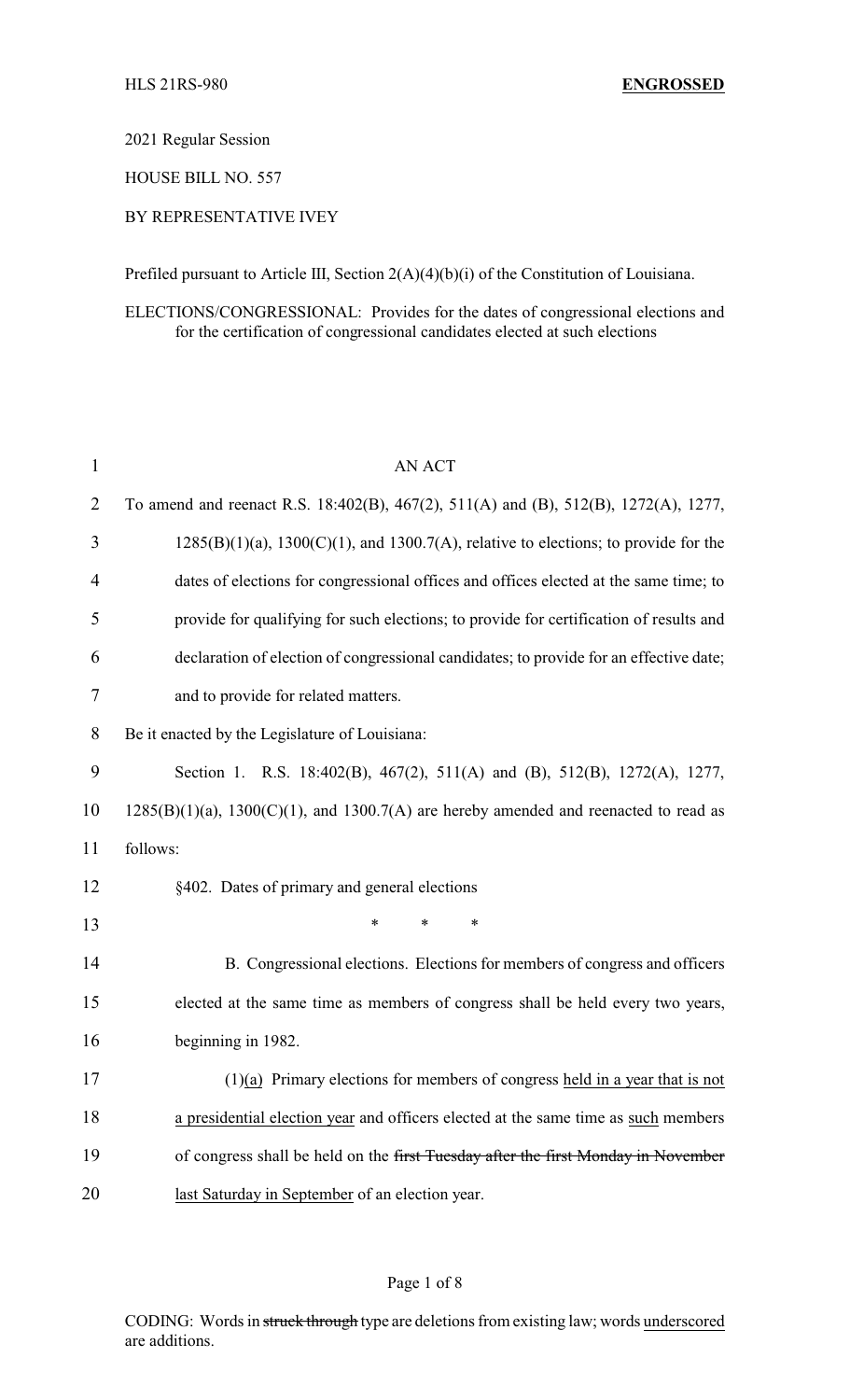HLS 21RS-980 **ENGROSSED**

2021 Regular Session

HOUSE BILL NO. 557

BY REPRESENTATIVE IVEY

Prefiled pursuant to Article III, Section 2(A)(4)(b)(i) of the Constitution of Louisiana.

ELECTIONS/CONGRESSIONAL: Provides for the dates of congressional elections and for the certification of congressional candidates elected at such elections

AN ACT

To amend and reenact R.S. 18:402(B), 467(2), 511(A) and (B), 512(B), 1272(A), 1277, 1285(B)(1)(a), 1300(C)(1), and 1300.7(A), relative to elections; to provide for the dates of elections for congressional offices and offices elected at the same time; to provide for qualifying for such elections; to provide for certification of results and declaration of election of congressional candidates; to provide for an effective date; and to provide for related matters.

Be it enacted by the Legislature of Louisiana:

Section 1. R.S. 18:402(B), 467(2), 511(A) and (B), 512(B), 1272(A), 1277, 1285(B)(1)(a), 1300(C)(1), and 1300.7(A) are hereby amended and reenacted to read as follows:

§402. Dates of primary and general elections

\* \* \*

B. Congressional elections. Elections for members of congress and officers elected at the same time as members of congress shall be held every two years, beginning in 1982.

(1)<u>(a)</u> Primary elections for members of congress <u>held in a year that is not a presidential election year</u> and officers elected at the same time as <u>such</u> members of congress shall be held on the ~~first Tuesday after the first Monday in November~~ <u>last Saturday in September</u> of an election year.

CODING: Words in ~~struck through~~ type are deletions from existing law; words <u>underscored</u> are additions.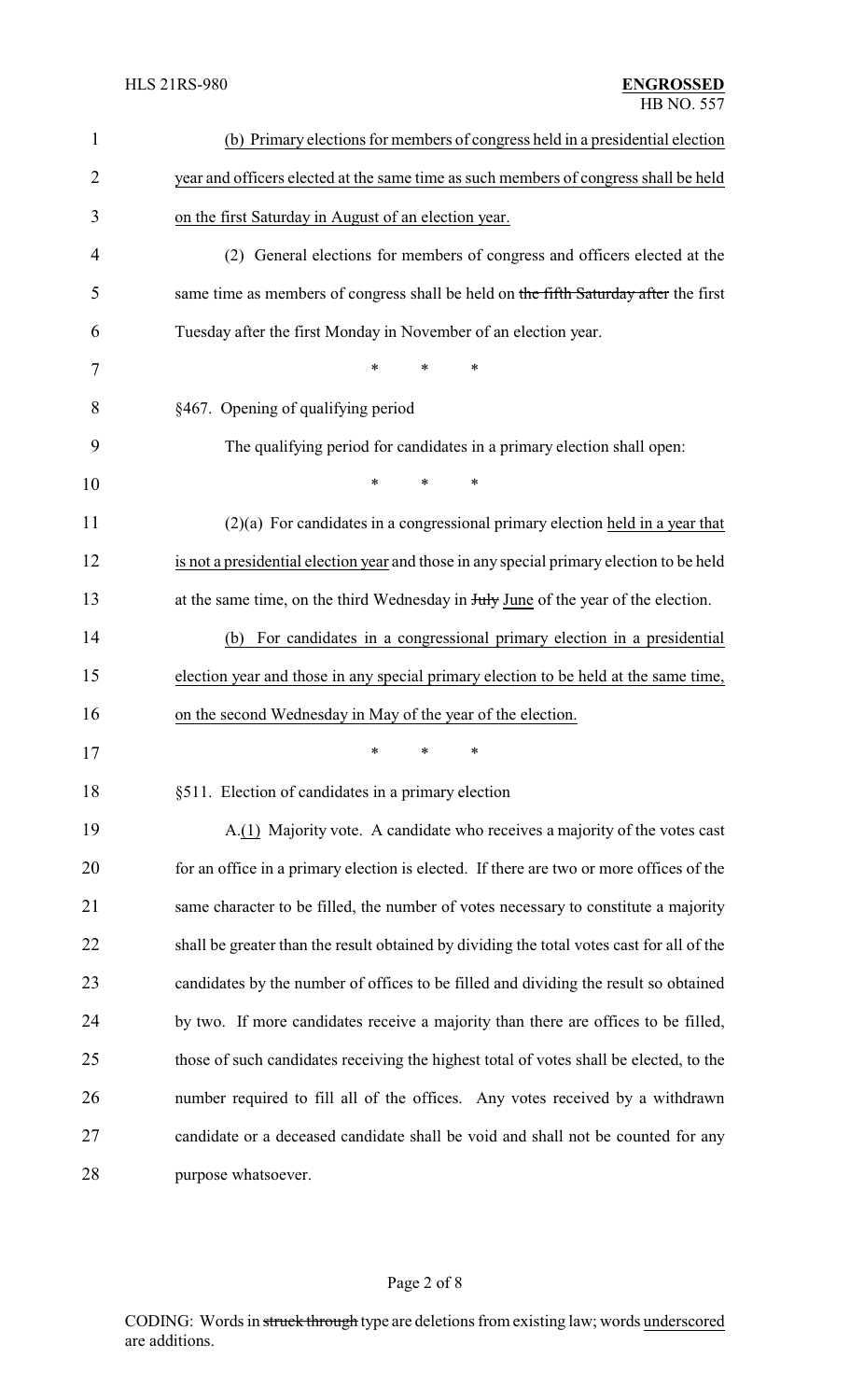(b) Primary elections for members of congress held in a presidential election year and officers elected at the same time as such members of congress shall be held on the first Saturday in August of an election year.

(2) General elections for members of congress and officers elected at the same time as members of congress shall be held on ~~the fifth Saturday after~~ the first Tuesday after the first Monday in November of an election year.

\* \* \*

§467. Opening of qualifying period

The qualifying period for candidates in a primary election shall open:

\* \* \*

(2)(a) For candidates in a congressional primary election held in a year that is not a presidential election year and those in any special primary election to be held at the same time, on the third Wednesday in ~~July~~ June of the year of the election.

(b) For candidates in a congressional primary election in a presidential election year and those in any special primary election to be held at the same time, on the second Wednesday in May of the year of the election.

\* \* \*

§511. Election of candidates in a primary election

A.(1) Majority vote. A candidate who receives a majority of the votes cast for an office in a primary election is elected. If there are two or more offices of the same character to be filled, the number of votes necessary to constitute a majority shall be greater than the result obtained by dividing the total votes cast for all of the candidates by the number of offices to be filled and dividing the result so obtained by two. If more candidates receive a majority than there are offices to be filled, those of such candidates receiving the highest total of votes shall be elected, to the number required to fill all of the offices. Any votes received by a withdrawn candidate or a deceased candidate shall be void and shall not be counted for any purpose whatsoever.

CODING: Words in ~~struck through~~ type are deletions from existing law; words underscored are additions.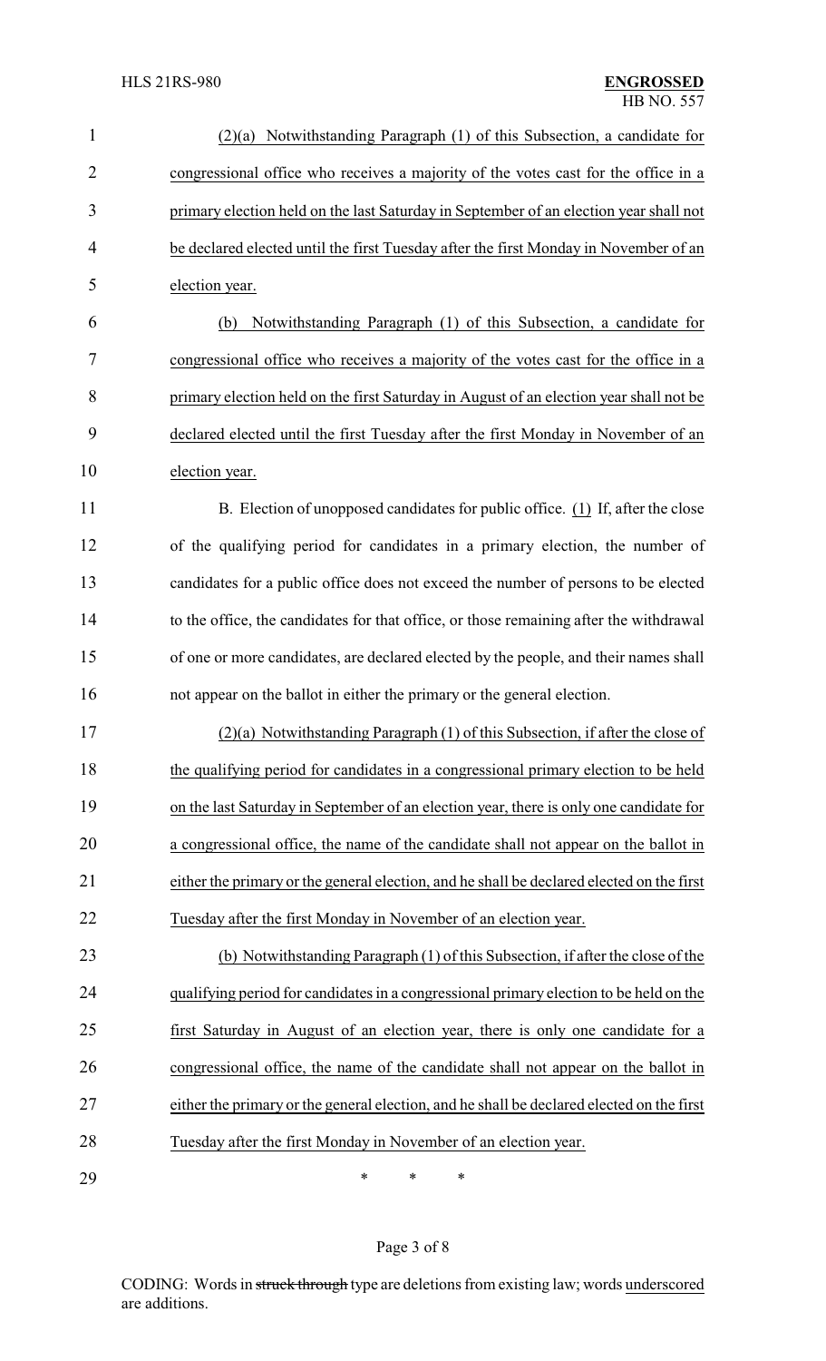(2)(a) Notwithstanding Paragraph (1) of this Subsection, a candidate for congressional office who receives a majority of the votes cast for the office in a primary election held on the last Saturday in September of an election year shall not be declared elected until the first Tuesday after the first Monday in November of an election year.

(b) Notwithstanding Paragraph (1) of this Subsection, a candidate for congressional office who receives a majority of the votes cast for the office in a primary election held on the first Saturday in August of an election year shall not be declared elected until the first Tuesday after the first Monday in November of an election year.

B. Election of unopposed candidates for public office. (1) If, after the close of the qualifying period for candidates in a primary election, the number of candidates for a public office does not exceed the number of persons to be elected to the office, the candidates for that office, or those remaining after the withdrawal of one or more candidates, are declared elected by the people, and their names shall not appear on the ballot in either the primary or the general election.

(2)(a) Notwithstanding Paragraph (1) of this Subsection, if after the close of the qualifying period for candidates in a congressional primary election to be held on the last Saturday in September of an election year, there is only one candidate for a congressional office, the name of the candidate shall not appear on the ballot in either the primary or the general election, and he shall be declared elected on the first Tuesday after the first Monday in November of an election year.

(b) Notwithstanding Paragraph (1) of this Subsection, if after the close of the qualifying period for candidates in a congressional primary election to be held on the first Saturday in August of an election year, there is only one candidate for a congressional office, the name of the candidate shall not appear on the ballot in either the primary or the general election, and he shall be declared elected on the first Tuesday after the first Monday in November of an election year.

\* \* \*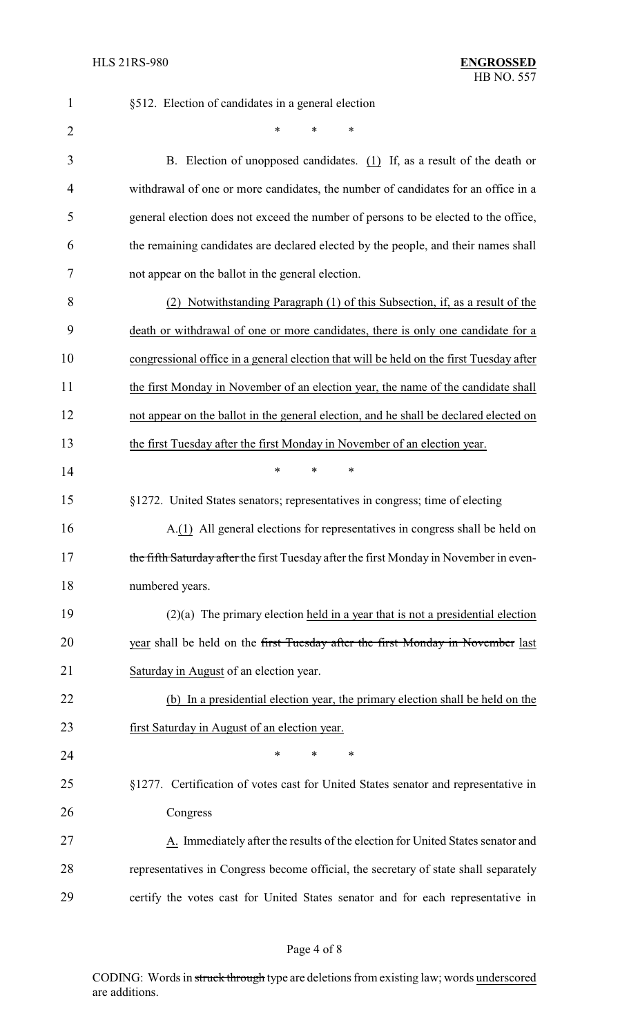§512. Election of candidates in a general election

\* \* \*

B. Election of unopposed candidates. <u>(1)</u> If, as a result of the death or withdrawal of one or more candidates, the number of candidates for an office in a general election does not exceed the number of persons to be elected to the office, the remaining candidates are declared elected by the people, and their names shall not appear on the ballot in the general election.

<u>(2) Notwithstanding Paragraph (1) of this Subsection, if, as a result of the death or withdrawal of one or more candidates, there is only one candidate for a congressional office in a general election that will be held on the first Tuesday after the first Monday in November of an election year, the name of the candidate shall not appear on the ballot in the general election, and he shall be declared elected on the first Tuesday after the first Monday in November of an election year.</u>

\* \* \*

§1272. United States senators; representatives in congress; time of electing

A.<u>(1)</u> All general elections for representatives in congress shall be held on ~~the fifth Saturday after~~ the first Tuesday after the first Monday in November in even-numbered years.

(2)(a) The primary election <u>held in a year that is not a presidential election year</u> shall be held on the ~~first Tuesday after the first Monday in November~~ <u>last Saturday in August</u> of an election year.

<u>(b) In a presidential election year, the primary election shall be held on the first Saturday in August of an election year.</u>

\* \* \*

§1277. Certification of votes cast for United States senator and representative in Congress

<u>A.</u> Immediately after the results of the election for United States senator and representatives in Congress become official, the secretary of state shall separately certify the votes cast for United States senator and for each representative in

CODING: Words in ~~struck through~~ type are deletions from existing law; words <u>underscored</u> are additions.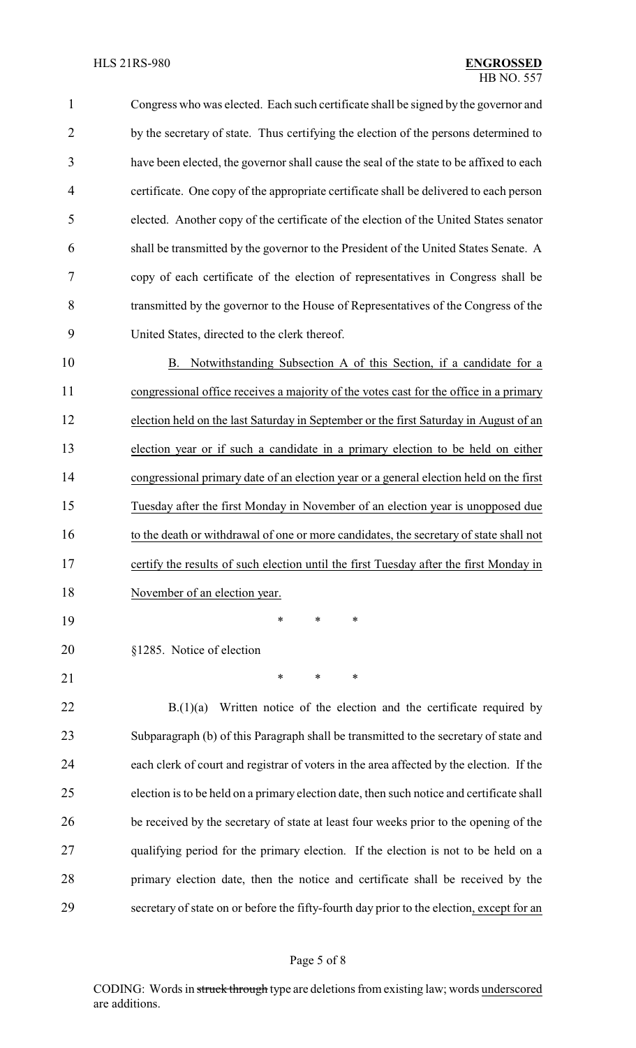Congress who was elected. Each such certificate shall be signed by the governor and by the secretary of state. Thus certifying the election of the persons determined to have been elected, the governor shall cause the seal of the state to be affixed to each certificate. One copy of the appropriate certificate shall be delivered to each person elected. Another copy of the certificate of the election of the United States senator shall be transmitted by the governor to the President of the United States Senate. A copy of each certificate of the election of representatives in Congress shall be transmitted by the governor to the House of Representatives of the Congress of the United States, directed to the clerk thereof.

B. Notwithstanding Subsection A of this Section, if a candidate for a congressional office receives a majority of the votes cast for the office in a primary election held on the last Saturday in September or the first Saturday in August of an election year or if such a candidate in a primary election to be held on either congressional primary date of an election year or a general election held on the first Tuesday after the first Monday in November of an election year is unopposed due to the death or withdrawal of one or more candidates, the secretary of state shall not certify the results of such election until the first Tuesday after the first Monday in November of an election year.

\* \* \*

§1285. Notice of election

\* \* \*

B.(1)(a) Written notice of the election and the certificate required by Subparagraph (b) of this Paragraph shall be transmitted to the secretary of state and each clerk of court and registrar of voters in the area affected by the election. If the election is to be held on a primary election date, then such notice and certificate shall be received by the secretary of state at least four weeks prior to the opening of the qualifying period for the primary election. If the election is not to be held on a primary election date, then the notice and certificate shall be received by the secretary of state on or before the fifty-fourth day prior to the election, except for an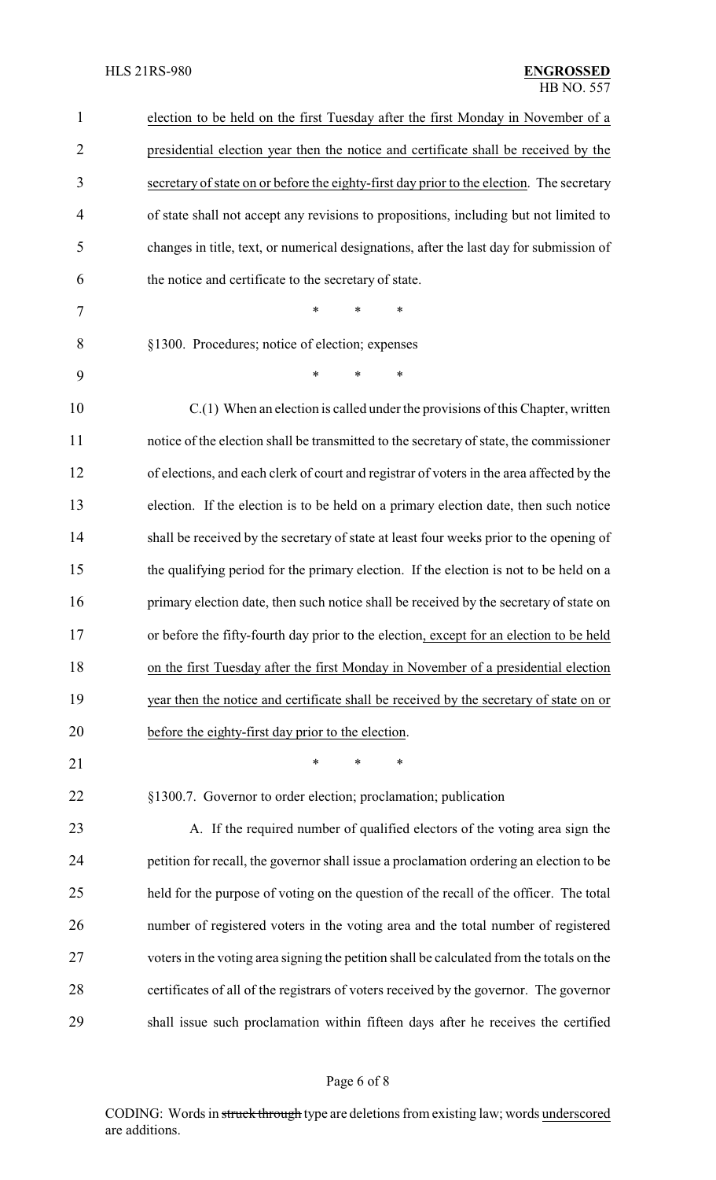election to be held on the first Tuesday after the first Monday in November of a presidential election year then the notice and certificate shall be received by the secretary of state on or before the eighty-first day prior to the election. The secretary of state shall not accept any revisions to propositions, including but not limited to changes in title, text, or numerical designations, after the last day for submission of the notice and certificate to the secretary of state.

\* \* \*

§1300. Procedures; notice of election; expenses

\* \* \*

C.(1) When an election is called under the provisions of this Chapter, written notice of the election shall be transmitted to the secretary of state, the commissioner of elections, and each clerk of court and registrar of voters in the area affected by the election. If the election is to be held on a primary election date, then such notice shall be received by the secretary of state at least four weeks prior to the opening of the qualifying period for the primary election. If the election is not to be held on a primary election date, then such notice shall be received by the secretary of state on or before the fifty-fourth day prior to the election, except for an election to be held on the first Tuesday after the first Monday in November of a presidential election year then the notice and certificate shall be received by the secretary of state on or before the eighty-first day prior to the election.

\* \* \*

§1300.7. Governor to order election; proclamation; publication

A. If the required number of qualified electors of the voting area sign the petition for recall, the governor shall issue a proclamation ordering an election to be held for the purpose of voting on the question of the recall of the officer. The total number of registered voters in the voting area and the total number of registered voters in the voting area signing the petition shall be calculated from the totals on the certificates of all of the registrars of voters received by the governor. The governor shall issue such proclamation within fifteen days after he receives the certified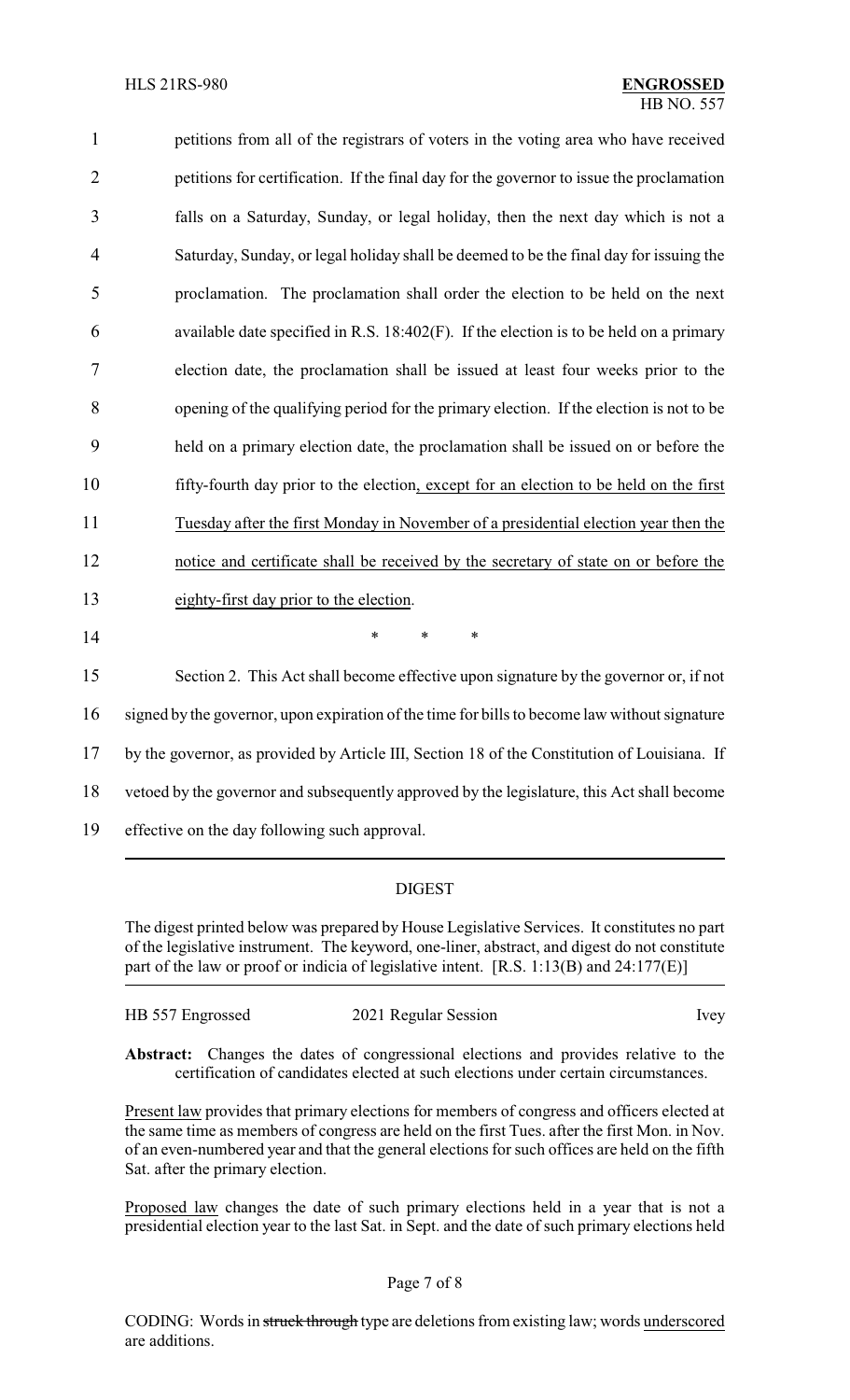petitions from all of the registrars of voters in the voting area who have received petitions for certification. If the final day for the governor to issue the proclamation falls on a Saturday, Sunday, or legal holiday, then the next day which is not a Saturday, Sunday, or legal holiday shall be deemed to be the final day for issuing the proclamation. The proclamation shall order the election to be held on the next available date specified in R.S. 18:402(F). If the election is to be held on a primary election date, the proclamation shall be issued at least four weeks prior to the opening of the qualifying period for the primary election. If the election is not to be held on a primary election date, the proclamation shall be issued on or before the fifty-fourth day prior to the election, except for an election to be held on the first Tuesday after the first Monday in November of a presidential election year then the notice and certificate shall be received by the secretary of state on or before the eighty-first day prior to the election.

\* \* \*

Section 2. This Act shall become effective upon signature by the governor or, if not signed by the governor, upon expiration of the time for bills to become law without signature by the governor, as provided by Article III, Section 18 of the Constitution of Louisiana. If vetoed by the governor and subsequently approved by the legislature, this Act shall become effective on the day following such approval.

## DIGEST

The digest printed below was prepared by House Legislative Services. It constitutes no part of the legislative instrument. The keyword, one-liner, abstract, and digest do not constitute part of the law or proof or indicia of legislative intent. [R.S. 1:13(B) and 24:177(E)]

HB 557 Engrossed 2021 Regular Session Ivey

**Abstract:** Changes the dates of congressional elections and provides relative to the certification of candidates elected at such elections under certain circumstances.

Present law provides that primary elections for members of congress and officers elected at the same time as members of congress are held on the first Tues. after the first Mon. in Nov. of an even-numbered year and that the general elections for such offices are held on the fifth Sat. after the primary election.

Proposed law changes the date of such primary elections held in a year that is not a presidential election year to the last Sat. in Sept. and the date of such primary elections held

CODING: Words in ~~struck through~~ type are deletions from existing law; words underscored are additions.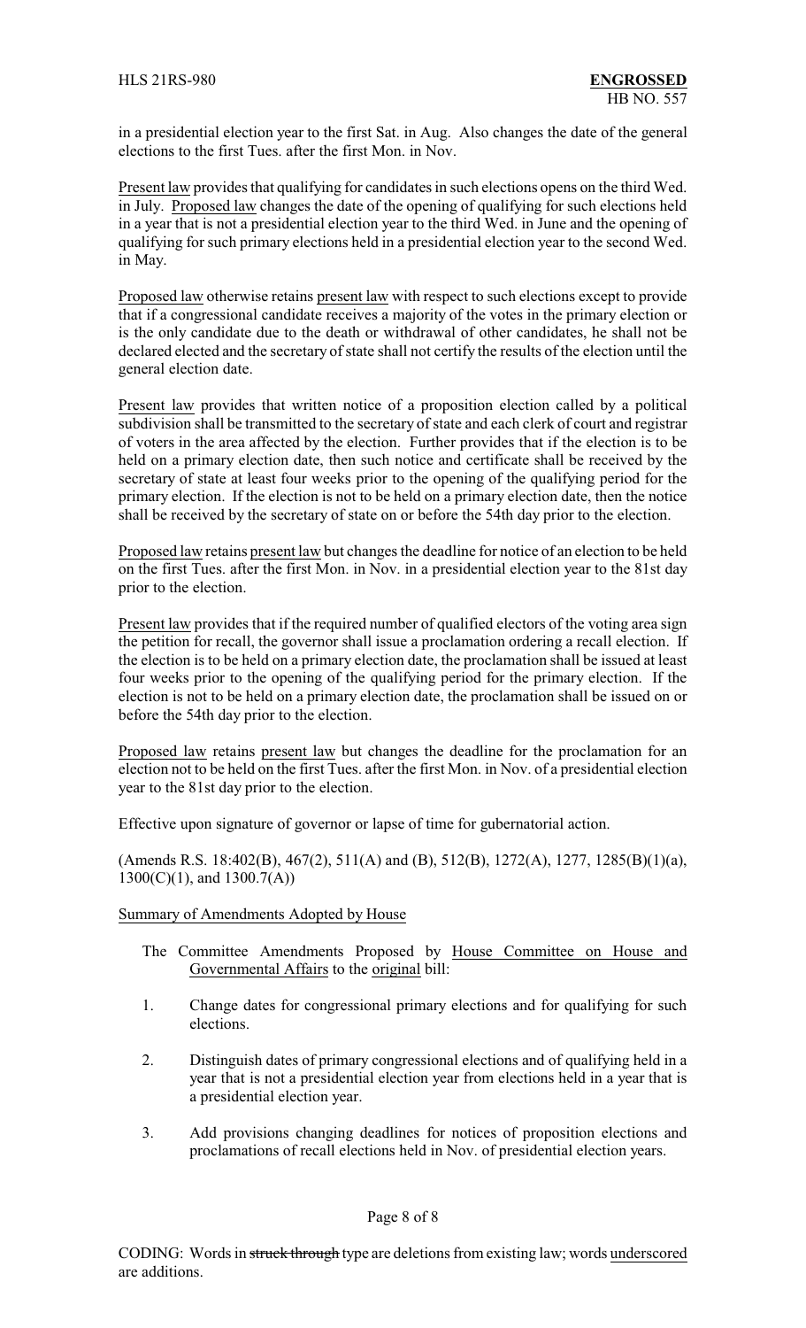in a presidential election year to the first Sat. in Aug. Also changes the date of the general elections to the first Tues. after the first Mon. in Nov.

Present law provides that qualifying for candidates in such elections opens on the third Wed. in July. Proposed law changes the date of the opening of qualifying for such elections held in a year that is not a presidential election year to the third Wed. in June and the opening of qualifying for such primary elections held in a presidential election year to the second Wed. in May.

Proposed law otherwise retains present law with respect to such elections except to provide that if a congressional candidate receives a majority of the votes in the primary election or is the only candidate due to the death or withdrawal of other candidates, he shall not be declared elected and the secretary of state shall not certify the results of the election until the general election date.

Present law provides that written notice of a proposition election called by a political subdivision shall be transmitted to the secretary of state and each clerk of court and registrar of voters in the area affected by the election. Further provides that if the election is to be held on a primary election date, then such notice and certificate shall be received by the secretary of state at least four weeks prior to the opening of the qualifying period for the primary election. If the election is not to be held on a primary election date, then the notice shall be received by the secretary of state on or before the 54th day prior to the election.

Proposed law retains present law but changes the deadline for notice of an election to be held on the first Tues. after the first Mon. in Nov. in a presidential election year to the 81st day prior to the election.

Present law provides that if the required number of qualified electors of the voting area sign the petition for recall, the governor shall issue a proclamation ordering a recall election. If the election is to be held on a primary election date, the proclamation shall be issued at least four weeks prior to the opening of the qualifying period for the primary election. If the election is not to be held on a primary election date, the proclamation shall be issued on or before the 54th day prior to the election.

Proposed law retains present law but changes the deadline for the proclamation for an election not to be held on the first Tues. after the first Mon. in Nov. of a presidential election year to the 81st day prior to the election.

Effective upon signature of governor or lapse of time for gubernatorial action.

(Amends R.S. 18:402(B), 467(2), 511(A) and (B), 512(B), 1272(A), 1277, 1285(B)(1)(a), 1300(C)(1), and 1300.7(A))

Summary of Amendments Adopted by House

The Committee Amendments Proposed by House Committee on House and Governmental Affairs to the original bill:

1. Change dates for congressional primary elections and for qualifying for such elections.

2. Distinguish dates of primary congressional elections and of qualifying held in a year that is not a presidential election year from elections held in a year that is a presidential election year.

3. Add provisions changing deadlines for notices of proposition elections and proclamations of recall elections held in Nov. of presidential election years.

CODING: Words in ~~struck through~~ type are deletions from existing law; words underscored are additions.